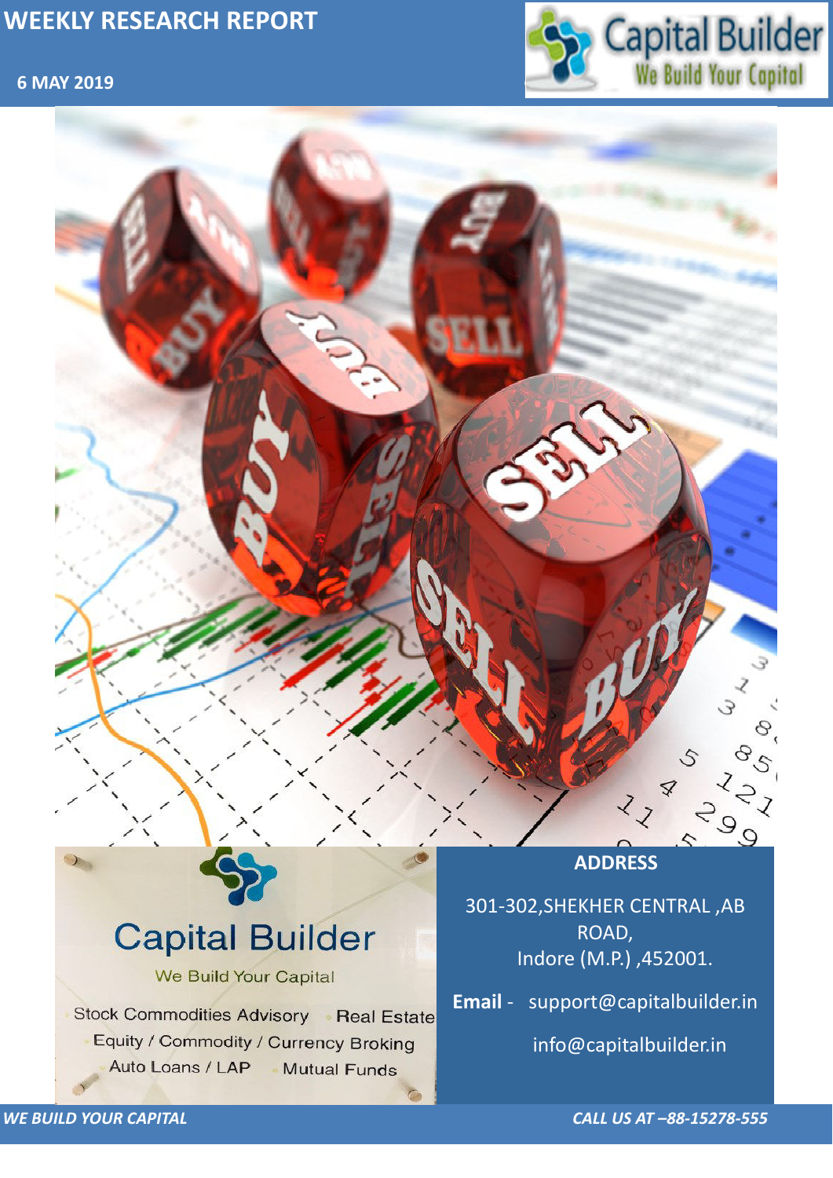# WEEKLY RESEARCH REPORT

**6 MAY 2019**

Capital Builder
We Build Your Capital

Capital Builder

We Build Your Capital

- Stock Commodities Advisory
- Real Estate
- Equity / Commodity / Currency Broking
- Auto Loans / LAP
- Mutual Funds

**ADDRESS**

301-302,SHEKHER CENTRAL ,AB ROAD,
Indore (M.P.) ,452001.

**Email** - support@capitalbuilder.in

info@capitalbuilder.in

*WE BUILD YOUR CAPITAL*

*CALL US AT –88-15278-555*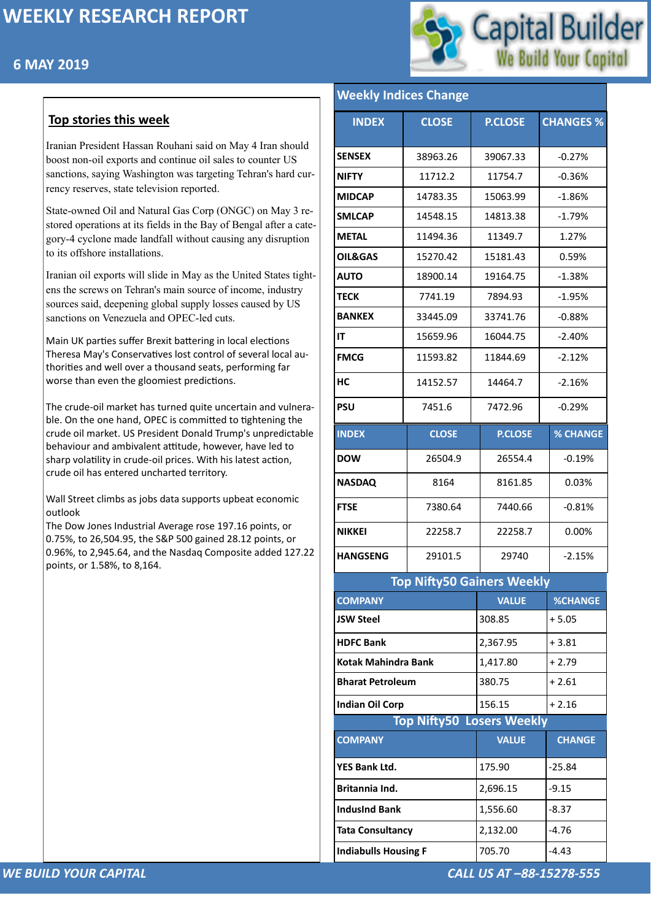# WEEKLY RESEARCH REPORT

## 6 MAY 2019

Capital Builder — We Build Your Capital

## Top stories this week

Iranian President Hassan Rouhani said on May 4 Iran should boost non-oil exports and continue oil sales to counter US sanctions, saying Washington was targeting Tehran's hard currency reserves, state television reported.

State-owned Oil and Natural Gas Corp (ONGC) on May 3 restored operations at its fields in the Bay of Bengal after a category-4 cyclone made landfall without causing any disruption to its offshore installations.

Iranian oil exports will slide in May as the United States tightens the screws on Tehran's main source of income, industry sources said, deepening global supply losses caused by US sanctions on Venezuela and OPEC-led cuts.

Main UK parties suffer Brexit battering in local elections Theresa May's Conservatives lost control of several local authorities and well over a thousand seats, performing far worse than even the gloomiest predictions.

The crude-oil market has turned quite uncertain and vulnerable. On the one hand, OPEC is committed to tightening the crude oil market. US President Donald Trump's unpredictable behaviour and ambivalent attitude, however, have led to sharp volatility in crude-oil prices. With his latest action, crude oil has entered uncharted territory.

Wall Street climbs as jobs data supports upbeat economic outlook
The Dow Jones Industrial Average rose 197.16 points, or 0.75%, to 26,504.95, the S&P 500 gained 28.12 points, or 0.96%, to 2,945.64, and the Nasdaq Composite added 127.22 points, or 1.58%, to 8,164.

## Weekly Indices Change

| INDEX | CLOSE | P.CLOSE | CHANGES % |
|---|---|---|---|
| SENSEX | 38963.26 | 39067.33 | -0.27% |
| NIFTY | 11712.2 | 11754.7 | -0.36% |
| MIDCAP | 14783.35 | 15063.99 | -1.86% |
| SMLCAP | 14548.15 | 14813.38 | -1.79% |
| METAL | 11494.36 | 11349.7 | 1.27% |
| OIL&GAS | 15270.42 | 15181.43 | 0.59% |
| AUTO | 18900.14 | 19164.75 | -1.38% |
| TECK | 7741.19 | 7894.93 | -1.95% |
| BANKEX | 33445.09 | 33741.76 | -0.88% |
| IT | 15659.96 | 16044.75 | -2.40% |
| FMCG | 11593.82 | 11844.69 | -2.12% |
| HC | 14152.57 | 14464.7 | -2.16% |
| PSU | 7451.6 | 7472.96 | -0.29% |

| INDEX | CLOSE | P.CLOSE | % CHANGE |
|---|---|---|---|
| DOW | 26504.9 | 26554.4 | -0.19% |
| NASDAQ | 8164 | 8161.85 | 0.03% |
| FTSE | 7380.64 | 7440.66 | -0.81% |
| NIKKEI | 22258.7 | 22258.7 | 0.00% |
| HANGSENG | 29101.5 | 29740 | -2.15% |

## Top Nifty50 Gainers Weekly

| COMPANY | VALUE | %CHANGE |
|---|---|---|
| JSW Steel | 308.85 | + 5.05 |
| HDFC Bank | 2,367.95 | + 3.81 |
| Kotak Mahindra Bank | 1,417.80 | + 2.79 |
| Bharat Petroleum | 380.75 | + 2.61 |
| Indian Oil Corp | 156.15 | + 2.16 |

## Top Nifty50 Losers Weekly

| COMPANY | VALUE | CHANGE |
|---|---|---|
| YES Bank Ltd. | 175.90 | -25.84 |
| Britannia Ind. | 2,696.15 | -9.15 |
| IndusInd Bank | 1,556.60 | -8.37 |
| Tata Consultancy | 2,132.00 | -4.76 |
| Indiabulls Housing F | 705.70 | -4.43 |

*WE BUILD YOUR CAPITAL* — *CALL US AT –88-15278-555*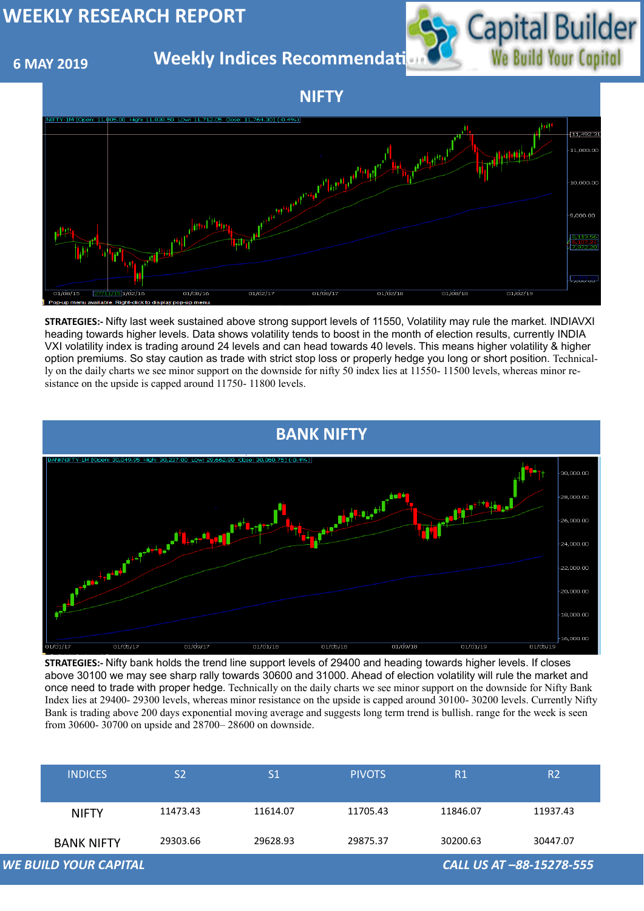# WEEKLY RESEARCH REPORT

**6 MAY 2019**

## Weekly Indices Recommendation

## NIFTY

**STRATEGIES:-** Nifty last week sustained above strong support levels of 11550, Volatility may rule the market. INDIAVXI heading towards higher levels. Data shows volatility tends to boost in the month of election results, currently INDIA VXI volatility index is trading around 24 levels and can head towards 40 levels. This means higher volatility & higher option premiums. So stay caution as trade with strict stop loss or properly hedge you long or short position. Technically on the daily charts we see minor support on the downside for nifty 50 index lies at 11550- 11500 levels, whereas minor resistance on the upside is capped around 11750- 11800 levels.

## BANK NIFTY

**STRATEGIES:-** Nifty bank holds the trend line support levels of 29400 and heading towards higher levels. If closes above 30100 we may see sharp rally towards 30600 and 31000. Ahead of election volatility will rule the market and once need to trade with proper hedge. Technically on the daily charts we see minor support on the downside for Nifty Bank Index lies at 29400- 29300 levels, whereas minor resistance on the upside is capped around 30100- 30200 levels. Currently Nifty Bank is trading above 200 days exponential moving average and suggests long term trend is bullish. range for the week is seen from 30600- 30700 on upside and 28700– 28600 on downside.

| INDICES | S2 | S1 | PIVOTS | R1 | R2 |
|---|---|---|---|---|---|
| NIFTY | 11473.43 | 11614.07 | 11705.43 | 11846.07 | 11937.43 |
| BANK NIFTY | 29303.66 | 29628.93 | 29875.37 | 30200.63 | 30447.07 |

*WE BUILD YOUR CAPITAL* *CALL US AT –88-15278-555*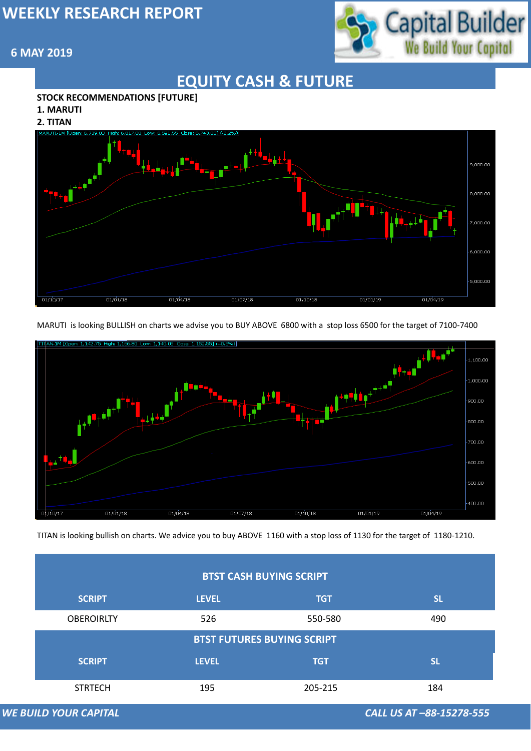# WEEKLY RESEARCH REPORT

**6 MAY 2019**

## EQUITY CASH & FUTURE

**STOCK RECOMMENDATIONS [FUTURE]**

**1. MARUTI**

**2. TITAN**

MARUTI is looking BULLISH on charts we advise you to BUY ABOVE 6800 with a stop loss 6500 for the target of 7100-7400

TITAN is looking bullish on charts. We advice you to buy ABOVE 1160 with a stop loss of 1130 for the target of 1180-1210.

**BTST CASH BUYING SCRIPT**

| SCRIPT | LEVEL | TGT | SL |
|---|---|---|---|
| OBEROIRLTY | 526 | 550-580 | 490 |

**BTST FUTURES BUYING SCRIPT**

| SCRIPT | LEVEL | TGT | SL |
|---|---|---|---|
| STRTECH | 195 | 205-215 | 184 |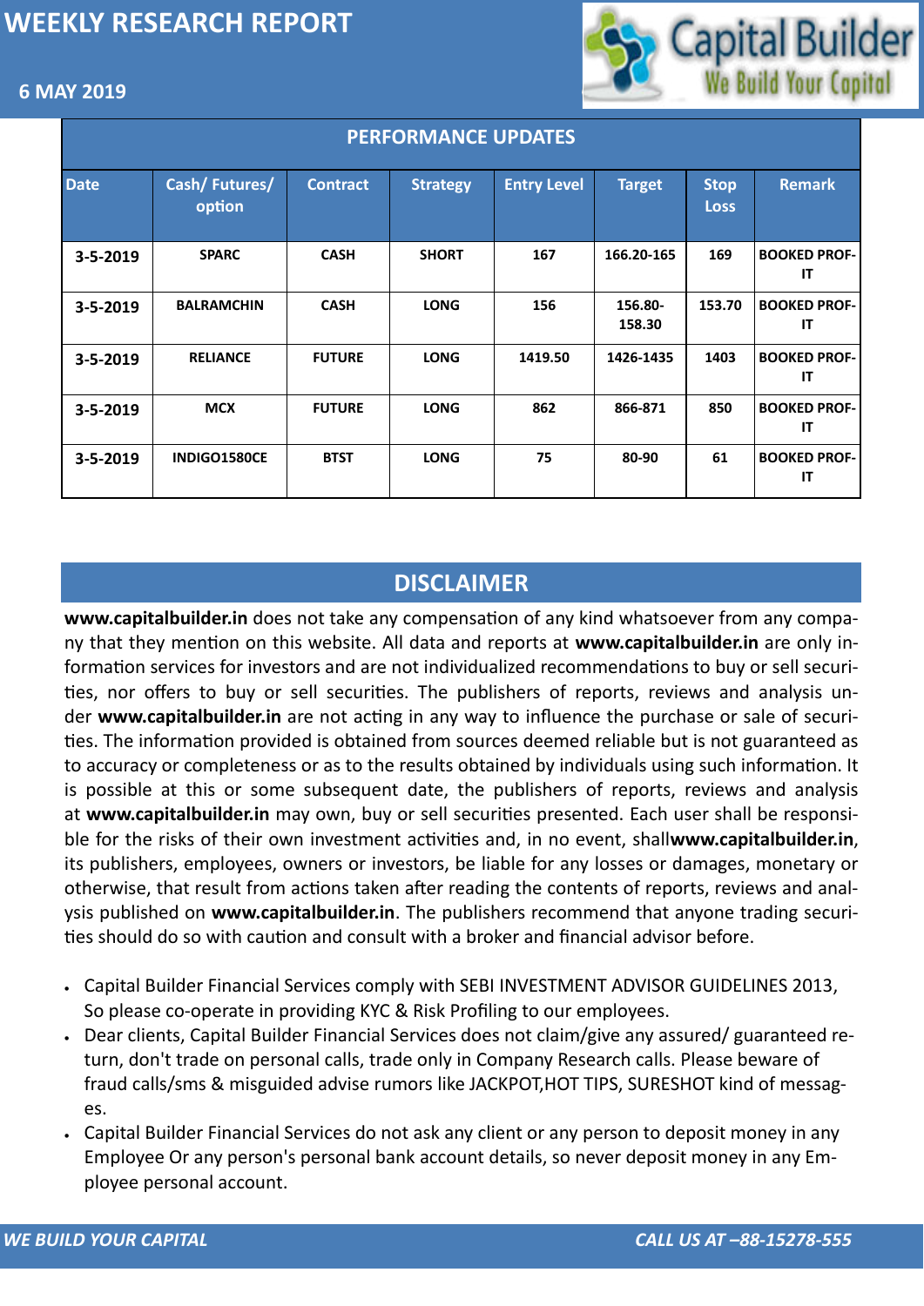# WEEKLY RESEARCH REPORT

**6 MAY 2019**

## PERFORMANCE UPDATES

| Date | Cash/ Futures/ option | Contract | Strategy | Entry Level | Target | Stop Loss | Remark |
|---|---|---|---|---|---|---|---|
| 3-5-2019 | SPARC | CASH | SHORT | 167 | 166.20-165 | 169 | BOOKED PROFIT |
| 3-5-2019 | BALRAMCHIN | CASH | LONG | 156 | 156.80-158.30 | 153.70 | BOOKED PROFIT |
| 3-5-2019 | RELIANCE | FUTURE | LONG | 1419.50 | 1426-1435 | 1403 | BOOKED PROFIT |
| 3-5-2019 | MCX | FUTURE | LONG | 862 | 866-871 | 850 | BOOKED PROFIT |
| 3-5-2019 | INDIGO1580CE | BTST | LONG | 75 | 80-90 | 61 | BOOKED PROFIT |

## DISCLAIMER

**www.capitalbuilder.in** does not take any compensation of any kind whatsoever from any company that they mention on this website. All data and reports at **www.capitalbuilder.in** are only information services for investors and are not individualized recommendations to buy or sell securities, nor offers to buy or sell securities. The publishers of reports, reviews and analysis under **www.capitalbuilder.in** are not acting in any way to influence the purchase or sale of securities. The information provided is obtained from sources deemed reliable but is not guaranteed as to accuracy or completeness or as to the results obtained by individuals using such information. It is possible at this or some subsequent date, the publishers of reports, reviews and analysis at **www.capitalbuilder.in** may own, buy or sell securities presented. Each user shall be responsible for the risks of their own investment activities and, in no event, shall**www.capitalbuilder.in**, its publishers, employees, owners or investors, be liable for any losses or damages, monetary or otherwise, that result from actions taken after reading the contents of reports, reviews and analysis published on **www.capitalbuilder.in**. The publishers recommend that anyone trading securities should do so with caution and consult with a broker and financial advisor before.

- Capital Builder Financial Services comply with SEBI INVESTMENT ADVISOR GUIDELINES 2013, So please co-operate in providing KYC & Risk Profiling to our employees.
- Dear clients, Capital Builder Financial Services does not claim/give any assured/ guaranteed return, don't trade on personal calls, trade only in Company Research calls. Please beware of fraud calls/sms & misguided advise rumors like JACKPOT,HOT TIPS, SURESHOT kind of messages.
- Capital Builder Financial Services do not ask any client or any person to deposit money in any Employee Or any person's personal bank account details, so never deposit money in any Employee personal account.